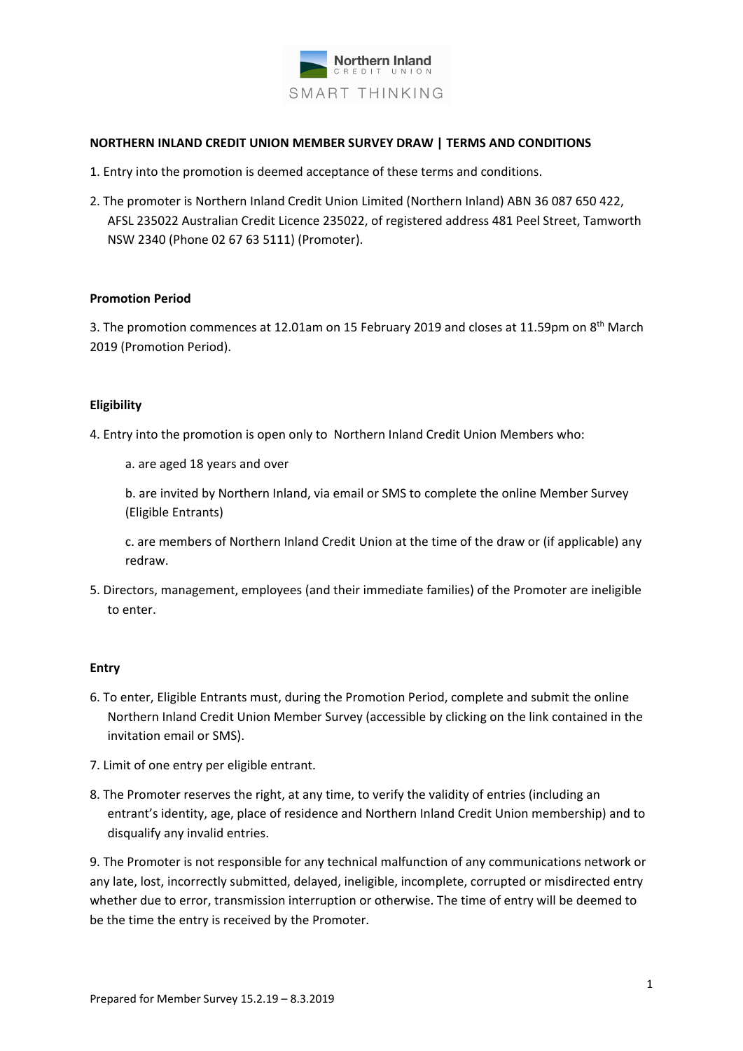**NORTHERN INLAND CREDIT UNION MEMBER SURVEY DRAW | TERMS AND CONDITIONS**

1. Entry into the promotion is deemed acceptance of these terms and conditions.

2. The promoter is Northern Inland Credit Union Limited (Northern Inland) ABN 36 087 650 422, AFSL 235022 Australian Credit Licence 235022, of registered address 481 Peel Street, Tamworth NSW 2340 (Phone 02 67 63 5111) (Promoter).

**Promotion Period**

3. The promotion commences at 12.01am on 15 February 2019 and closes at 11.59pm on 8th March 2019 (Promotion Period).

**Eligibility**

4. Entry into the promotion is open only to Northern Inland Credit Union Members who:

   a. are aged 18 years and over

   b. are invited by Northern Inland, via email or SMS to complete the online Member Survey (Eligible Entrants)

   c. are members of Northern Inland Credit Union at the time of the draw or (if applicable) any redraw.

5. Directors, management, employees (and their immediate families) of the Promoter are ineligible to enter.

**Entry**

6. To enter, Eligible Entrants must, during the Promotion Period, complete and submit the online Northern Inland Credit Union Member Survey (accessible by clicking on the link contained in the invitation email or SMS).

7. Limit of one entry per eligible entrant.

8. The Promoter reserves the right, at any time, to verify the validity of entries (including an entrant's identity, age, place of residence and Northern Inland Credit Union membership) and to disqualify any invalid entries.

9. The Promoter is not responsible for any technical malfunction of any communications network or any late, lost, incorrectly submitted, delayed, ineligible, incomplete, corrupted or misdirected entry whether due to error, transmission interruption or otherwise. The time of entry will be deemed to be the time the entry is received by the Promoter.

Prepared for Member Survey 15.2.19 – 8.3.2019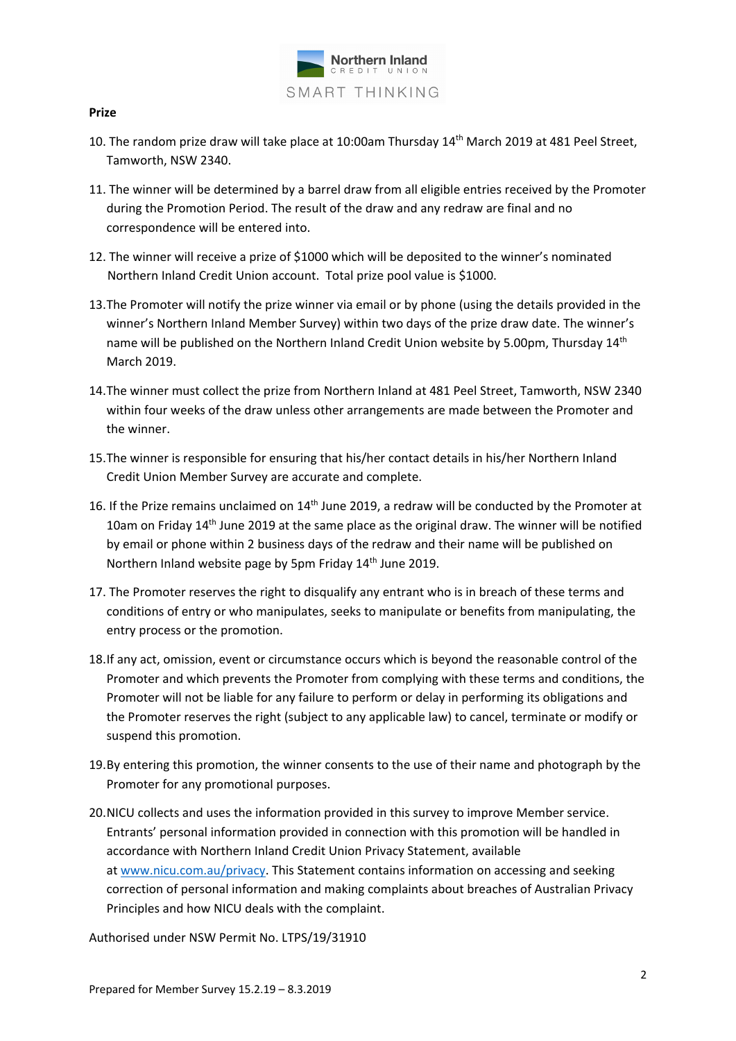**Prize**

10. The random prize draw will take place at 10:00am Thursday 14th March 2019 at 481 Peel Street, Tamworth, NSW 2340.

11. The winner will be determined by a barrel draw from all eligible entries received by the Promoter during the Promotion Period. The result of the draw and any redraw are final and no correspondence will be entered into.

12. The winner will receive a prize of $1000 which will be deposited to the winner's nominated Northern Inland Credit Union account. Total prize pool value is $1000.

13. The Promoter will notify the prize winner via email or by phone (using the details provided in the winner's Northern Inland Member Survey) within two days of the prize draw date. The winner's name will be published on the Northern Inland Credit Union website by 5.00pm, Thursday 14th March 2019.

14. The winner must collect the prize from Northern Inland at 481 Peel Street, Tamworth, NSW 2340 within four weeks of the draw unless other arrangements are made between the Promoter and the winner.

15. The winner is responsible for ensuring that his/her contact details in his/her Northern Inland Credit Union Member Survey are accurate and complete.

16. If the Prize remains unclaimed on 14th June 2019, a redraw will be conducted by the Promoter at 10am on Friday 14th June 2019 at the same place as the original draw. The winner will be notified by email or phone within 2 business days of the redraw and their name will be published on Northern Inland website page by 5pm Friday 14th June 2019.

17. The Promoter reserves the right to disqualify any entrant who is in breach of these terms and conditions of entry or who manipulates, seeks to manipulate or benefits from manipulating, the entry process or the promotion.

18. If any act, omission, event or circumstance occurs which is beyond the reasonable control of the Promoter and which prevents the Promoter from complying with these terms and conditions, the Promoter will not be liable for any failure to perform or delay in performing its obligations and the Promoter reserves the right (subject to any applicable law) to cancel, terminate or modify or suspend this promotion.

19. By entering this promotion, the winner consents to the use of their name and photograph by the Promoter for any promotional purposes.

20. NICU collects and uses the information provided in this survey to improve Member service. Entrants' personal information provided in connection with this promotion will be handled in accordance with Northern Inland Credit Union Privacy Statement, available at www.nicu.com.au/privacy. This Statement contains information on accessing and seeking correction of personal information and making complaints about breaches of Australian Privacy Principles and how NICU deals with the complaint.

Authorised under NSW Permit No. LTPS/19/31910

Prepared for Member Survey 15.2.19 – 8.3.2019